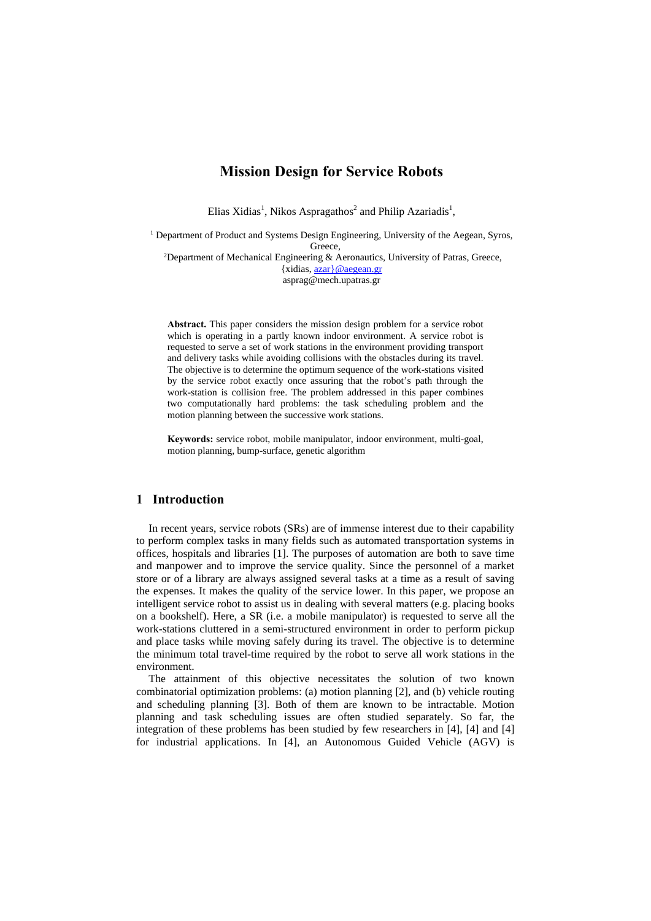# Mission Design for Service Robots

Elias Xidias[1], Nikos Aspragathos[2] and Philip Azariadis[1],

[1] Department of Product and Systems Design Engineering, University of the Aegean, Syros, Greece,

[2]Department of Mechanical Engineering & Aeronautics, University of Patras, Greece,

{xidias, azar}@aegean.gr

asprag@mech.upatras.gr

**Abstract.** This paper considers the mission design problem for a service robot which is operating in a partly known indoor environment. A service robot is requested to serve a set of work stations in the environment providing transport and delivery tasks while avoiding collisions with the obstacles during its travel. The objective is to determine the optimum sequence of the work-stations visited by the service robot exactly once assuring that the robot's path through the work-station is collision free. The problem addressed in this paper combines two computationally hard problems: the task scheduling problem and the motion planning between the successive work stations.

**Keywords:** service robot, mobile manipulator, indoor environment, multi-goal, motion planning, bump-surface, genetic algorithm

## 1 Introduction

In recent years, service robots (SRs) are of immense interest due to their capability to perform complex tasks in many fields such as automated transportation systems in offices, hospitals and libraries [1]. The purposes of automation are both to save time and manpower and to improve the service quality. Since the personnel of a market store or of a library are always assigned several tasks at a time as a result of saving the expenses. It makes the quality of the service lower. In this paper, we propose an intelligent service robot to assist us in dealing with several matters (e.g. placing books on a bookshelf). Here, a SR (i.e. a mobile manipulator) is requested to serve all the work-stations cluttered in a semi-structured environment in order to perform pickup and place tasks while moving safely during its travel. The objective is to determine the minimum total travel-time required by the robot to serve all work stations in the environment.

The attainment of this objective necessitates the solution of two known combinatorial optimization problems: (a) motion planning [2], and (b) vehicle routing and scheduling planning [3]. Both of them are known to be intractable. Motion planning and task scheduling issues are often studied separately. So far, the integration of these problems has been studied by few researchers in [4], [4] and [4] for industrial applications. In [4], an Autonomous Guided Vehicle (AGV) is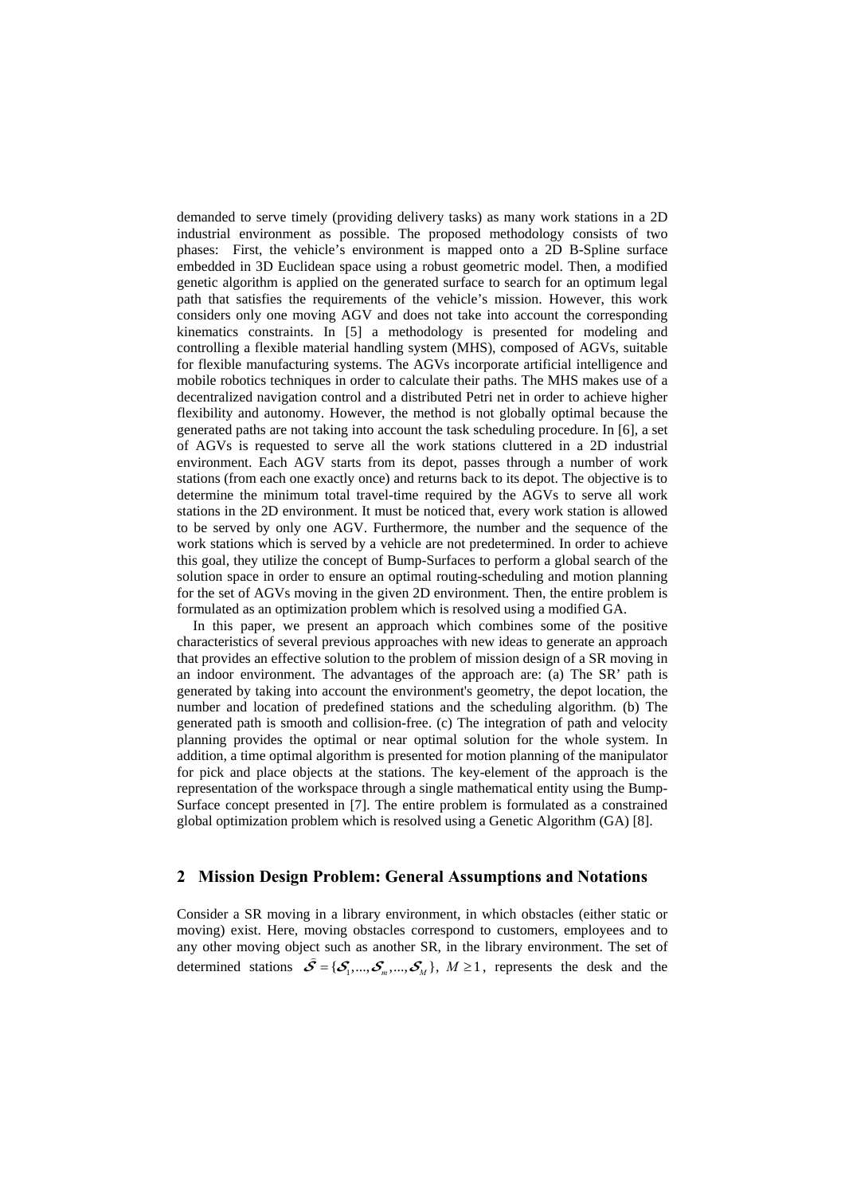demanded to serve timely (providing delivery tasks) as many work stations in a 2D industrial environment as possible. The proposed methodology consists of two phases: First, the vehicle's environment is mapped onto a 2D B-Spline surface embedded in 3D Euclidean space using a robust geometric model. Then, a modified genetic algorithm is applied on the generated surface to search for an optimum legal path that satisfies the requirements of the vehicle's mission. However, this work considers only one moving AGV and does not take into account the corresponding kinematics constraints. In [5] a methodology is presented for modeling and controlling a flexible material handling system (MHS), composed of AGVs, suitable for flexible manufacturing systems. The AGVs incorporate artificial intelligence and mobile robotics techniques in order to calculate their paths. The MHS makes use of a decentralized navigation control and a distributed Petri net in order to achieve higher flexibility and autonomy. However, the method is not globally optimal because the generated paths are not taking into account the task scheduling procedure. In [6], a set of AGVs is requested to serve all the work stations cluttered in a 2D industrial environment. Each AGV starts from its depot, passes through a number of work stations (from each one exactly once) and returns back to its depot. The objective is to determine the minimum total travel-time required by the AGVs to serve all work stations in the 2D environment. It must be noticed that, every work station is allowed to be served by only one AGV. Furthermore, the number and the sequence of the work stations which is served by a vehicle are not predetermined. In order to achieve this goal, they utilize the concept of Bump-Surfaces to perform a global search of the solution space in order to ensure an optimal routing-scheduling and motion planning for the set of AGVs moving in the given 2D environment. Then, the entire problem is formulated as an optimization problem which is resolved using a modified GA.

In this paper, we present an approach which combines some of the positive characteristics of several previous approaches with new ideas to generate an approach that provides an effective solution to the problem of mission design of a SR moving in an indoor environment. The advantages of the approach are: (a) The SR' path is generated by taking into account the environment's geometry, the depot location, the number and location of predefined stations and the scheduling algorithm. (b) The generated path is smooth and collision-free. (c) The integration of path and velocity planning provides the optimal or near optimal solution for the whole system. In addition, a time optimal algorithm is presented for motion planning of the manipulator for pick and place objects at the stations. The key-element of the approach is the representation of the workspace through a single mathematical entity using the Bump-Surface concept presented in [7]. The entire problem is formulated as a constrained global optimization problem which is resolved using a Genetic Algorithm (GA) [8].

## 2 Mission Design Problem: General Assumptions and Notations

Consider a SR moving in a library environment, in which obstacles (either static or moving) exist. Here, moving obstacles correspond to customers, employees and to any other moving object such as another SR, in the library environment. The set of determined stations $\boldsymbol{\mathcal{S}} = \{\boldsymbol{\mathcal{S}}_1, ..., \boldsymbol{\mathcal{S}}_m, ..., \boldsymbol{\mathcal{S}}_M\}$, $M \geq 1$, represents the desk and the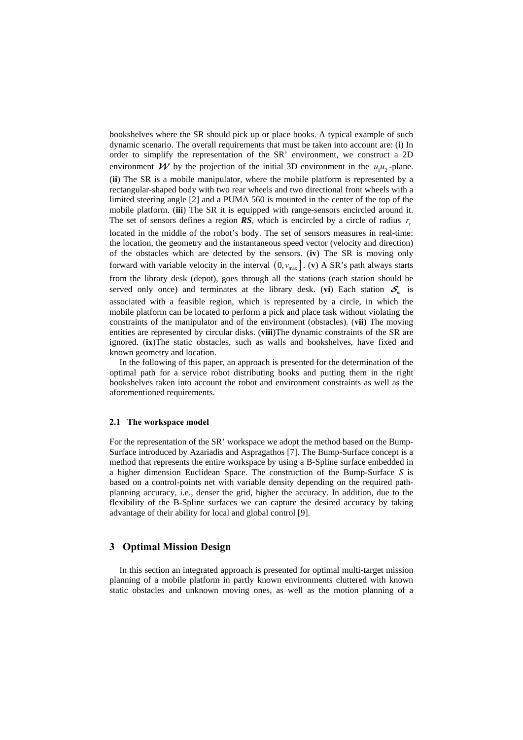bookshelves where the SR should pick up or place books. A typical example of such dynamic scenario. The overall requirements that must be taken into account are: (**i**) In order to simplify the representation of the SR' environment, we construct a 2D environment $\mathcal{W}$ by the projection of the initial 3D environment in the $u_1u_2$-plane. (**ii**) The SR is a mobile manipulator, where the mobile platform is represented by a rectangular-shaped body with two rear wheels and two directional front wheels with a limited steering angle [2] and a PUMA 560 is mounted in the center of the top of the mobile platform. (**iii**) The SR it is equipped with range-sensors encircled around it. The set of sensors defines a region ***RS***, which is encircled by a circle of radius $r_s$ located in the middle of the robot's body. The set of sensors measures in real-time: the location, the geometry and the instantaneous speed vector (velocity and direction) of the obstacles which are detected by the sensors. (**iv**) The SR is moving only forward with variable velocity in the interval $(0, v_{\max}]$. (**v**) A SR's path always starts from the library desk (depot), goes through all the stations (each station should be served only once) and terminates at the library desk. (**vi**) Each station $\mathcal{S}_m$ is associated with a feasible region, which is represented by a circle, in which the mobile platform can be located to perform a pick and place task without violating the constraints of the manipulator and of the environment (obstacles). (**vii**) The moving entities are represented by circular disks. (**viii**)The dynamic constraints of the SR are ignored. (**ix**)The static obstacles, such as walls and bookshelves, have fixed and known geometry and location.

In the following of this paper, an approach is presented for the determination of the optimal path for a service robot distributing books and putting them in the right bookshelves taken into account the robot and environment constraints as well as the aforementioned requirements.

### 2.1 The workspace model

For the representation of the SR' workspace we adopt the method based on the Bump-Surface introduced by Azariadis and Aspragathos [7]. The Bump-Surface concept is a method that represents the entire workspace by using a B-Spline surface embedded in a higher dimension Euclidean Space. The construction of the Bump-Surface $S$ is based on a control-points net with variable density depending on the required path-planning accuracy, i.e., denser the grid, higher the accuracy. In addition, due to the flexibility of the B-Spline surfaces we can capture the desired accuracy by taking advantage of their ability for local and global control [9].

## 3 Optimal Mission Design

In this section an integrated approach is presented for optimal multi-target mission planning of a mobile platform in partly known environments cluttered with known static obstacles and unknown moving ones, as well as the motion planning of a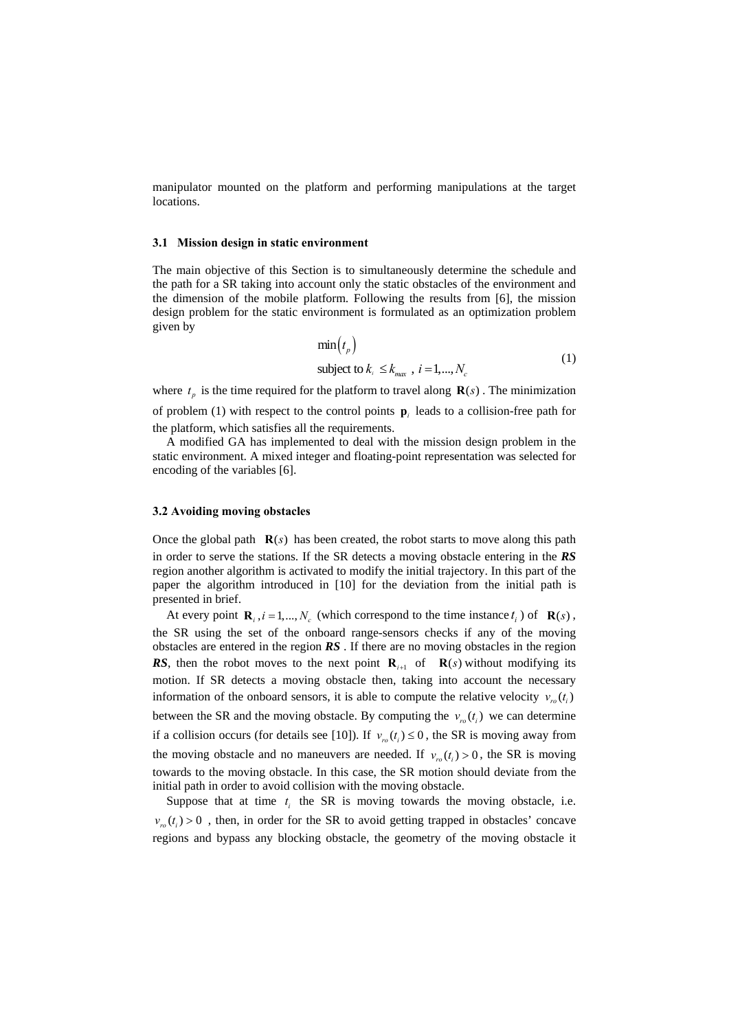manipulator mounted on the platform and performing manipulations at the target locations.

### 3.1 Mission design in static environment

The main objective of this Section is to simultaneously determine the schedule and the path for a SR taking into account only the static obstacles of the environment and the dimension of the mobile platform. Following the results from [6], the mission design problem for the static environment is formulated as an optimization problem given by

$$\begin{aligned} &\min\left(t_p\right) \\ &\text{subject to } k_i \leq k_{max} \ ,\ i = 1,...,N_c \end{aligned} \tag{1}$$

where $t_p$ is the time required for the platform to travel along $\mathbf{R}(s)$. The minimization of problem (1) with respect to the control points $\mathbf{p}_i$ leads to a collision-free path for the platform, which satisfies all the requirements.

A modified GA has implemented to deal with the mission design problem in the static environment. A mixed integer and floating-point representation was selected for encoding of the variables [6].

### 3.2 Avoiding moving obstacles

Once the global path $\mathbf{R}(s)$ has been created, the robot starts to move along this path in order to serve the stations. If the SR detects a moving obstacle entering in the ***RS*** region another algorithm is activated to modify the initial trajectory. In this part of the paper the algorithm introduced in [10] for the deviation from the initial path is presented in brief.

At every point $\mathbf{R}_i, i = 1,...,N_c$ (which correspond to the time instance $t_i$) of $\mathbf{R}(s)$, the SR using the set of the onboard range-sensors checks if any of the moving obstacles are entered in the region ***RS***. If there are no moving obstacles in the region ***RS***, then the robot moves to the next point $\mathbf{R}_{i+1}$ of $\mathbf{R}(s)$ without modifying its motion. If SR detects a moving obstacle then, taking into account the necessary information of the onboard sensors, it is able to compute the relative velocity $v_{ro}(t_i)$ between the SR and the moving obstacle. By computing the $v_{ro}(t_i)$ we can determine if a collision occurs (for details see [10]). If $v_{ro}(t_i) \leq 0$, the SR is moving away from the moving obstacle and no maneuvers are needed. If $v_{ro}(t_i) > 0$, the SR is moving towards to the moving obstacle. In this case, the SR motion should deviate from the initial path in order to avoid collision with the moving obstacle.

Suppose that at time $t_i$ the SR is moving towards the moving obstacle, i.e. $v_{ro}(t_i) > 0$, then, in order for the SR to avoid getting trapped in obstacles' concave regions and bypass any blocking obstacle, the geometry of the moving obstacle it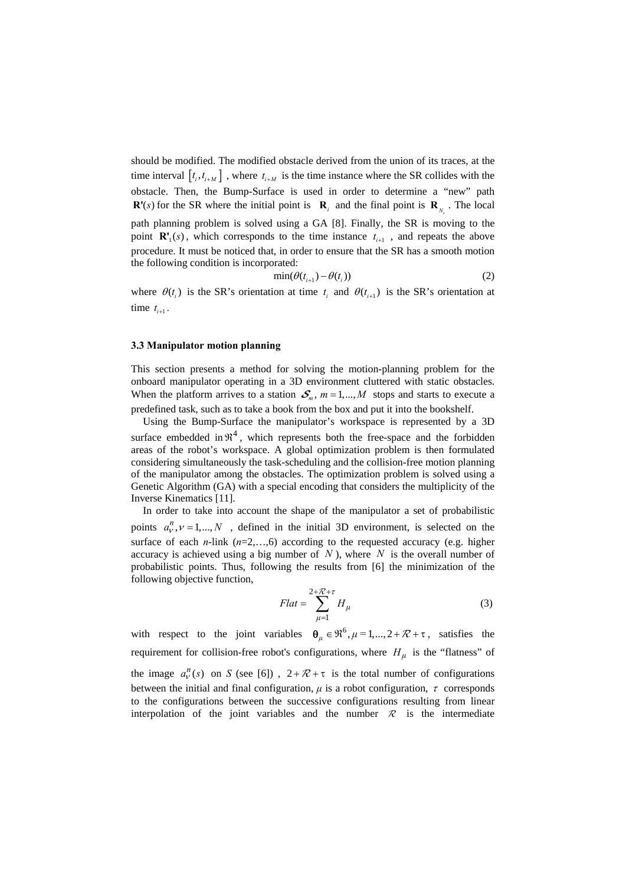should be modified. The modified obstacle derived from the union of its traces, at the time interval $\left[t_i, t_{i+M}\right]$, where $t_{i+M}$ is the time instance where the SR collides with the obstacle. Then, the Bump-Surface is used in order to determine a "new" path $\mathbf{R}'(s)$ for the SR where the initial point is $\mathbf{R}_i$ and the final point is $\mathbf{R}_{N_c}$. The local path planning problem is solved using a GA [8]. Finally, the SR is moving to the point $\mathbf{R}'_1(s)$, which corresponds to the time instance $t_{i+1}$, and repeats the above procedure. It must be noticed that, in order to ensure that the SR has a smooth motion the following condition is incorporated:

$$\min(\theta(t_{i+1}) - \theta(t_i)) \tag{2}$$

where $\theta(t_i)$ is the SR's orientation at time $t_i$ and $\theta(t_{i+1})$ is the SR's orientation at time $t_{i+1}$.

### 3.3 Manipulator motion planning

This section presents a method for solving the motion-planning problem for the onboard manipulator operating in a 3D environment cluttered with static obstacles. When the platform arrives to a station $\mathcal{S}_m$, $m = 1,...,M$ stops and starts to execute a predefined task, such as to take a book from the box and put it into the bookshelf.

Using the Bump-Surface the manipulator's workspace is represented by a 3D surface embedded in $\Re^4$, which represents both the free-space and the forbidden areas of the robot's workspace. A global optimization problem is then formulated considering simultaneously the task-scheduling and the collision-free motion planning of the manipulator among the obstacles. The optimization problem is solved using a Genetic Algorithm (GA) with a special encoding that considers the multiplicity of the Inverse Kinematics [11].

In order to take into account the shape of the manipulator a set of probabilistic points $a_\nu^n, \nu = 1,...,N$, defined in the initial 3D environment, is selected on the surface of each $n$-link ($n$=2,…,6) according to the requested accuracy (e.g. higher accuracy is achieved using a big number of $N$), where $N$ is the overall number of probabilistic points. Thus, following the results from [6] the minimization of the following objective function,

$$Flat = \sum_{\mu=1}^{2+\mathcal{R}+\tau} H_\mu \tag{3}$$

with respect to the joint variables $\boldsymbol{\theta}_\mu \in \Re^6, \mu = 1,...,2+\mathcal{R}+\tau$, satisfies the requirement for collision-free robot's configurations, where $H_\mu$ is the "flatness" of the image $a_\nu^n(s)$ on $S$ (see [6]), $2+\mathcal{R}+\tau$ is the total number of configurations between the initial and final configuration, $\mu$ is a robot configuration, $\tau$ corresponds to the configurations between the successive configurations resulting from linear interpolation of the joint variables and the number $\mathcal{R}$ is the intermediate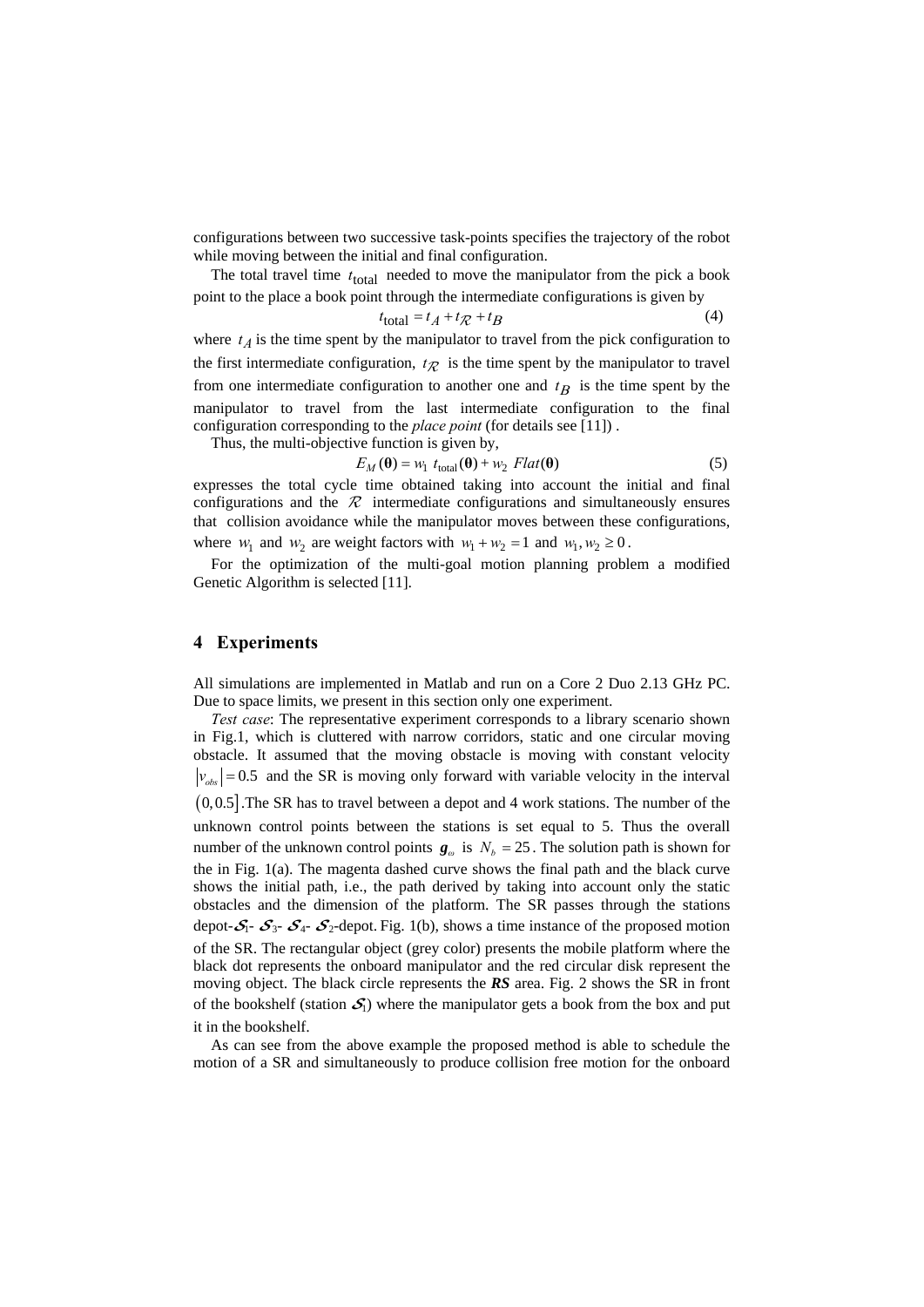configurations between two successive task-points specifies the trajectory of the robot while moving between the initial and final configuration.

The total travel time $t_{\text{total}}$ needed to move the manipulator from the pick a book point to the place a book point through the intermediate configurations is given by

$$t_{\text{total}} = t_A + t_{\mathcal{R}} + t_B \tag{4}$$

where $t_A$ is the time spent by the manipulator to travel from the pick configuration to the first intermediate configuration, $t_{\mathcal{R}}$ is the time spent by the manipulator to travel from one intermediate configuration to another one and $t_B$ is the time spent by the manipulator to travel from the last intermediate configuration to the final configuration corresponding to the *place point* (for details see [11]) .

Thus, the multi-objective function is given by,

$$E_M(\boldsymbol{\theta}) = w_1 \; t_{\text{total}}(\boldsymbol{\theta}) + w_2 \; Flat(\boldsymbol{\theta}) \tag{5}$$

expresses the total cycle time obtained taking into account the initial and final configurations and the $\mathcal{R}$ intermediate configurations and simultaneously ensures that collision avoidance while the manipulator moves between these configurations, where $w_1$ and $w_2$ are weight factors with $w_1 + w_2 = 1$ and $w_1, w_2 \geq 0$.

For the optimization of the multi-goal motion planning problem a modified Genetic Algorithm is selected [11].

## 4 Experiments

All simulations are implemented in Matlab and run on a Core 2 Duo 2.13 GHz PC. Due to space limits, we present in this section only one experiment.

*Test case*: The representative experiment corresponds to a library scenario shown in Fig.1, which is cluttered with narrow corridors, static and one circular moving obstacle. It assumed that the moving obstacle is moving with constant velocity $|v_{obs}| = 0.5$ and the SR is moving only forward with variable velocity in the interval $(0, 0.5]$.The SR has to travel between a depot and 4 work stations. The number of the unknown control points between the stations is set equal to 5. Thus the overall number of the unknown control points $\boldsymbol{g}_{\omega}$ is $N_b = 25$. The solution path is shown for the in Fig. 1(a). The magenta dashed curve shows the final path and the black curve shows the initial path, i.e., the path derived by taking into account only the static obstacles and the dimension of the platform. The SR passes through the stations depot-$\mathcal{S}_1$- $\mathcal{S}_3$- $\mathcal{S}_4$- $\mathcal{S}_2$-depot. Fig. 1(b), shows a time instance of the proposed motion of the SR. The rectangular object (grey color) presents the mobile platform where the black dot represents the onboard manipulator and the red circular disk represent the moving object. The black circle represents the ***RS*** area. Fig. 2 shows the SR in front of the bookshelf (station $\mathcal{S}_1$) where the manipulator gets a book from the box and put it in the bookshelf.

As can see from the above example the proposed method is able to schedule the motion of a SR and simultaneously to produce collision free motion for the onboard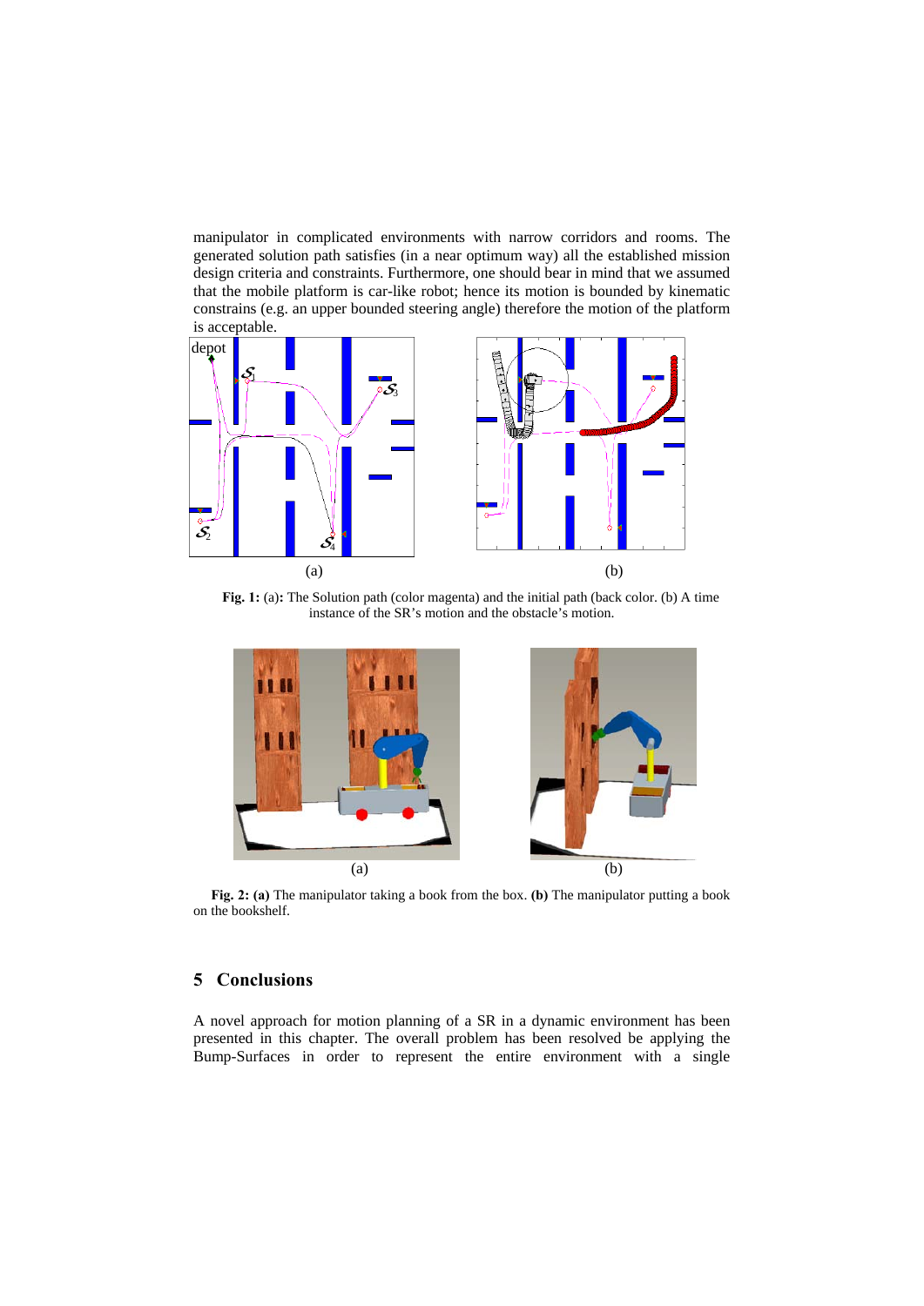manipulator in complicated environments with narrow corridors and rooms. The generated solution path satisfies (in a near optimum way) all the established mission design criteria and constraints. Furthermore, one should bear in mind that we assumed that the mobile platform is car-like robot; hence its motion is bounded by kinematic constrains (e.g. an upper bounded steering angle) therefore the motion of the platform is acceptable.

**Fig. 1:** (a)**:** The Solution path (color magenta) and the initial path (back color. (b) A time instance of the SR's motion and the obstacle's motion.

**Fig. 2:** **(a)** The manipulator taking a book from the box. **(b)** The manipulator putting a book on the bookshelf.

## 5 Conclusions

A novel approach for motion planning of a SR in a dynamic environment has been presented in this chapter. The overall problem has been resolved be applying the Bump-Surfaces in order to represent the entire environment with a single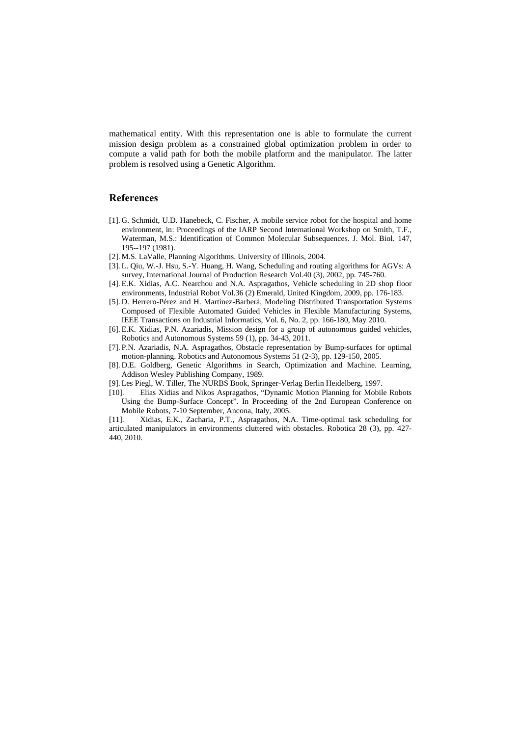mathematical entity. With this representation one is able to formulate the current mission design problem as a constrained global optimization problem in order to compute a valid path for both the mobile platform and the manipulator. The latter problem is resolved using a Genetic Algorithm.

## References

[1]. G. Schmidt, U.D. Hanebeck, C. Fischer, A mobile service robot for the hospital and home environment, in: Proceedings of the IARP Second International Workshop on Smith, T.F., Waterman, M.S.: Identification of Common Molecular Subsequences. J. Mol. Biol. 147, 195--197 (1981).

[2]. M.S. LaValle, Planning Algorithms. University of Illinois, 2004.

[3]. L. Qiu, W.-J. Hsu, S.-Y. Huang, H. Wang, Scheduling and routing algorithms for AGVs: A survey, International Journal of Production Research Vol.40 (3), 2002, pp. 745-760.

[4]. E.K. Xidias, A.C. Nearchou and N.A. Aspragathos, Vehicle scheduling in 2D shop floor environments, Industrial Robot Vol.36 (2) Emerald, United Kingdom, 2009, pp. 176-183.

[5]. D. Herrero-Pérez and H. Martínez-Barberá, Modeling Distributed Transportation Systems Composed of Flexible Automated Guided Vehicles in Flexible Manufacturing Systems, IEEE Transactions on Industrial Informatics, Vol. 6, No. 2, pp. 166-180, May 2010.

[6]. E.K. Xidias, P.N. Azariadis, Mission design for a group of autonomous guided vehicles, Robotics and Autonomous Systems 59 (1), pp. 34-43, 2011.

[7]. P.N. Azariadis, N.A. Aspragathos, Obstacle representation by Bump-surfaces for optimal motion-planning. Robotics and Autonomous Systems 51 (2-3), pp. 129-150, 2005.

[8]. D.E. Goldberg, Genetic Algorithms in Search, Optimization and Machine. Learning, Addison Wesley Publishing Company, 1989.

[9]. Les Piegl, W. Tiller, The NURBS Book, Springer-Verlag Berlin Heidelberg, 1997.

[10]. Elias Xidias and Nikos Aspragathos, "Dynamic Motion Planning for Mobile Robots Using the Bump-Surface Concept". In Proceeding of the 2nd European Conference on Mobile Robots, 7-10 September, Ancona, Italy, 2005.

[11]. Xidias, E.K., Zacharia, P.T., Aspragathos, N.A. Time-optimal task scheduling for articulated manipulators in environments cluttered with obstacles. Robotica 28 (3), pp. 427-440, 2010.